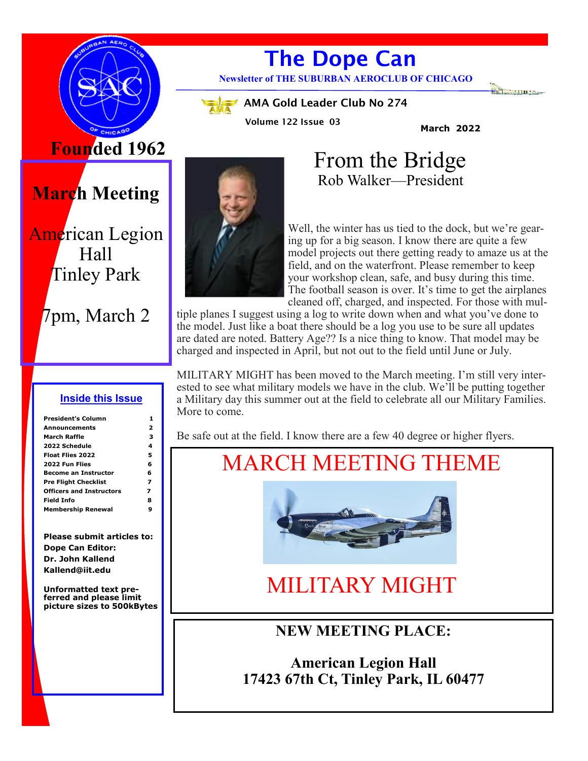# The Dope Can

**Newsletter of THE SUBURBAN AEROCLUB OF CHICAGO**

**AMA Gold Leader Club No 274**

**Volume 122 Issue 03**

**March 2022**

**Founded 1962**

## March Meeting

American Legion Hall
Tinley Park

7pm, March 2

### Inside this Issue

| | |
|---|---|
| President's Column | 1 |
| Announcements | 2 |
| March Raffle | 3 |
| 2022 Schedule | 4 |
| Float Flies 2022 | 5 |
| 2022 Fun Flies | 6 |
| Become an Instructor | 6 |
| Pre Flight Checklist | 7 |
| Officers and Instructors | 7 |
| Field Info | 8 |
| Membership Renewal | 9 |

**Please submit articles to:**
**Dope Can Editor:**
**Dr. John Kallend**
**Kallend@iit.edu**

**Unformatted text preferred and please limit picture sizes to 500kBytes**

## From the Bridge

Rob Walker—President

Well, the winter has us tied to the dock, but we're gearing up for a big season. I know there are quite a few model projects out there getting ready to amaze us at the field, and on the waterfront. Please remember to keep your workshop clean, safe, and busy during this time. The football season is over. It's time to get the airplanes cleaned off, charged, and inspected. For those with multiple planes I suggest using a log to write down when and what you've done to the model. Just like a boat there should be a log you use to be sure all updates are dated are noted. Battery Age?? Is a nice thing to know. That model may be charged and inspected in April, but not out to the field until June or July.

MILITARY MIGHT has been moved to the March meeting. I'm still very interested to see what military models we have in the club. We'll be putting together a Military day this summer out at the field to celebrate all our Military Families. More to come.

Be safe out at the field. I know there are a few 40 degree or higher flyers.

## MARCH MEETING THEME

## MILITARY MIGHT

**NEW MEETING PLACE:**

**American Legion Hall**
**17423 67th Ct, Tinley Park, IL 60477**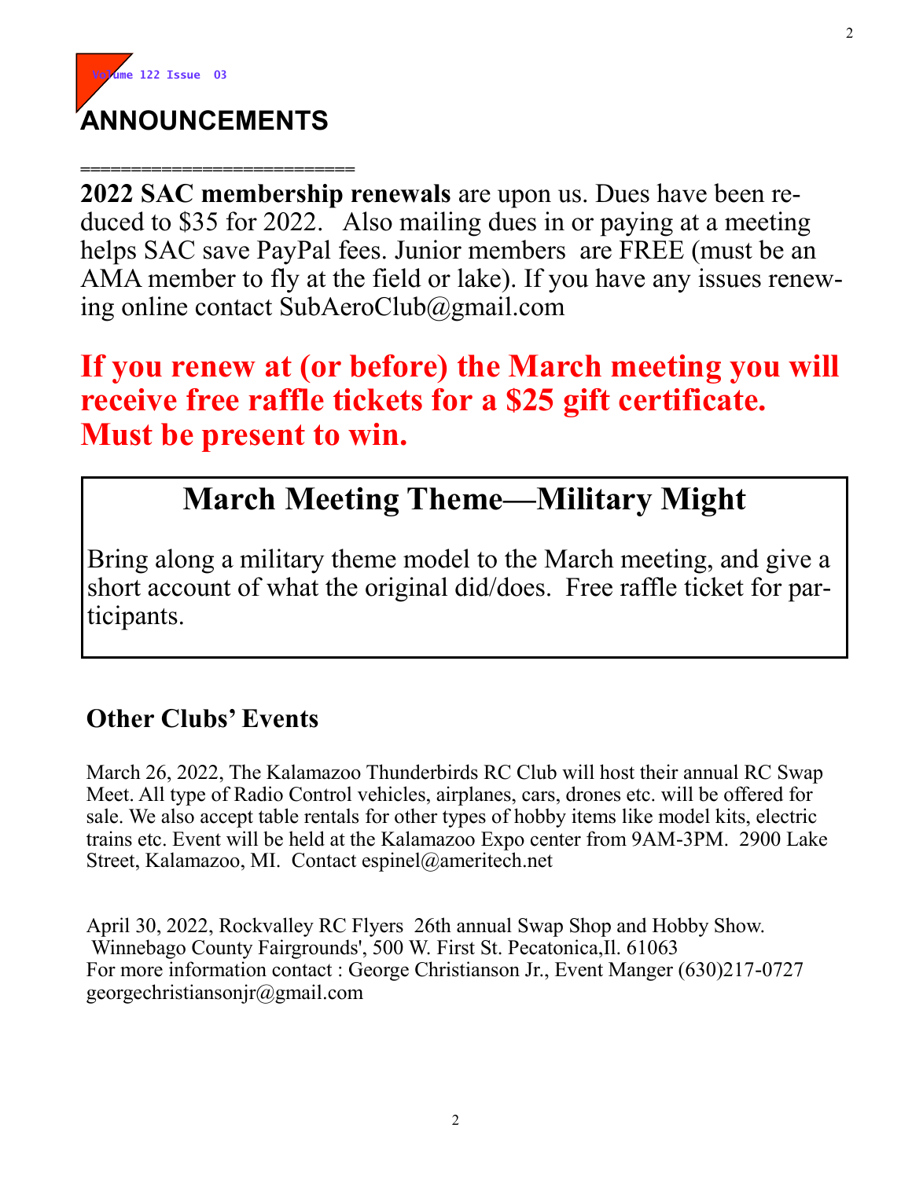# ANNOUNCEMENTS

==========================

**2022 SAC membership renewals** are upon us. Dues have been reduced to $35 for 2022. Also mailing dues in or paying at a meeting helps SAC save PayPal fees. Junior members are FREE (must be an AMA member to fly at the field or lake). If you have any issues renewing online contact SubAeroClub@gmail.com

**If you renew at (or before) the March meeting you will receive free raffle tickets for a $25 gift certificate. Must be present to win.**

## March Meeting Theme—Military Might

Bring along a military theme model to the March meeting, and give a short account of what the original did/does. Free raffle ticket for participants.

## Other Clubs' Events

March 26, 2022, The Kalamazoo Thunderbirds RC Club will host their annual RC Swap Meet. All type of Radio Control vehicles, airplanes, cars, drones etc. will be offered for sale. We also accept table rentals for other types of hobby items like model kits, electric trains etc. Event will be held at the Kalamazoo Expo center from 9AM-3PM. 2900 Lake Street, Kalamazoo, MI. Contact espinel@ameritech.net

April 30, 2022, Rockvalley RC Flyers 26th annual Swap Shop and Hobby Show.
Winnebago County Fairgrounds', 500 W. First St. Pecatonica,Il. 61063
For more information contact : George Christianson Jr., Event Manger (630)217-0727
georgechristiansonjr@gmail.com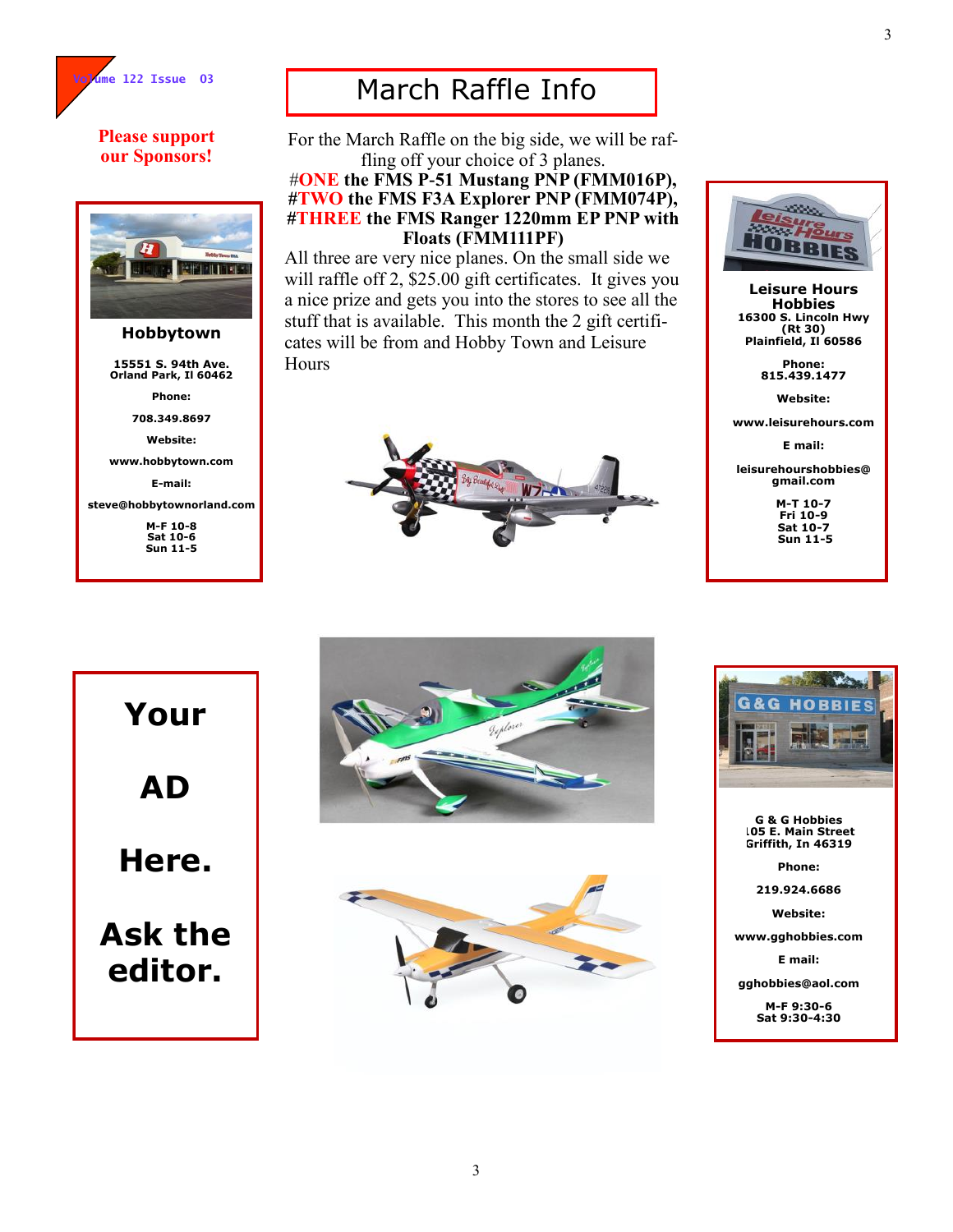Please support our Sponsors!

**Hobbytown**

15551 S. 94th Ave.
Orland Park, Il 60462

Phone:

708.349.8697

Website:

www.hobbytown.com

E-mail:

steve@hobbytownorland.com

M-F 10-8
Sat 10-6
Sun 11-5

# March Raffle Info

For the March Raffle on the big side, we will be raffling off your choice of 3 planes.

**#ONE the FMS P-51 Mustang PNP (FMM016P),**
**#TWO the FMS F3A Explorer PNP (FMM074P),**
**#THREE the FMS Ranger 1220mm EP PNP with Floats (FMM111PF)**

All three are very nice planes. On the small side we will raffle off 2, $25.00 gift certificates. It gives you a nice prize and gets you into the stores to see all the stuff that is available. This month the 2 gift certificates will be from and Hobby Town and Leisure Hours

**Leisure Hours Hobbies**

16300 S. Lincoln Hwy
(Rt 30)
Plainfield, Il 60586

Phone:
815.439.1477

Website:

www.leisurehours.com

E mail:

leisurehourshobbies@gmail.com

M-T 10-7
Fri 10-9
Sat 10-7
Sun 11-5

**Your AD Here. Ask the editor.**

G & G Hobbies
105 E. Main Street
Griffith, In 46319

Phone:

219.924.6686

Website:

www.gghobbies.com

E mail:

gghobbies@aol.com

M-F 9:30-6
Sat 9:30-4:30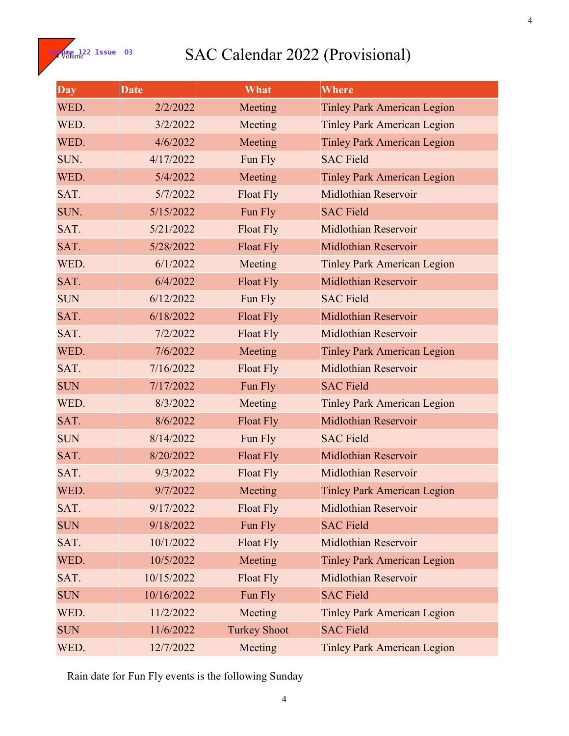# SAC Calendar 2022 (Provisional)

| Day | Date | What | Where |
|---|---|---|---|
| WED. | 2/2/2022 | Meeting | Tinley Park American Legion |
| WED. | 3/2/2022 | Meeting | Tinley Park American Legion |
| WED. | 4/6/2022 | Meeting | Tinley Park American Legion |
| SUN. | 4/17/2022 | Fun Fly | SAC Field |
| WED. | 5/4/2022 | Meeting | Tinley Park American Legion |
| SAT. | 5/7/2022 | Float Fly | Midlothian Reservoir |
| SUN. | 5/15/2022 | Fun Fly | SAC Field |
| SAT. | 5/21/2022 | Float Fly | Midlothian Reservoir |
| SAT. | 5/28/2022 | Float Fly | Midlothian Reservoir |
| WED. | 6/1/2022 | Meeting | Tinley Park American Legion |
| SAT. | 6/4/2022 | Float Fly | Midlothian Reservoir |
| SUN | 6/12/2022 | Fun Fly | SAC Field |
| SAT. | 6/18/2022 | Float Fly | Midlothian Reservoir |
| SAT. | 7/2/2022 | Float Fly | Midlothian Reservoir |
| WED. | 7/6/2022 | Meeting | Tinley Park American Legion |
| SAT. | 7/16/2022 | Float Fly | Midlothian Reservoir |
| SUN | 7/17/2022 | Fun Fly | SAC Field |
| WED. | 8/3/2022 | Meeting | Tinley Park American Legion |
| SAT. | 8/6/2022 | Float Fly | Midlothian Reservoir |
| SUN | 8/14/2022 | Fun Fly | SAC Field |
| SAT. | 8/20/2022 | Float Fly | Midlothian Reservoir |
| SAT. | 9/3/2022 | Float Fly | Midlothian Reservoir |
| WED. | 9/7/2022 | Meeting | Tinley Park American Legion |
| SAT. | 9/17/2022 | Float Fly | Midlothian Reservoir |
| SUN | 9/18/2022 | Fun Fly | SAC Field |
| SAT. | 10/1/2022 | Float Fly | Midlothian Reservoir |
| WED. | 10/5/2022 | Meeting | Tinley Park American Legion |
| SAT. | 10/15/2022 | Float Fly | Midlothian Reservoir |
| SUN | 10/16/2022 | Fun Fly | SAC Field |
| WED. | 11/2/2022 | Meeting | Tinley Park American Legion |
| SUN | 11/6/2022 | Turkey Shoot | SAC Field |
| WED. | 12/7/2022 | Meeting | Tinley Park American Legion |

Rain date for Fun Fly events is the following Sunday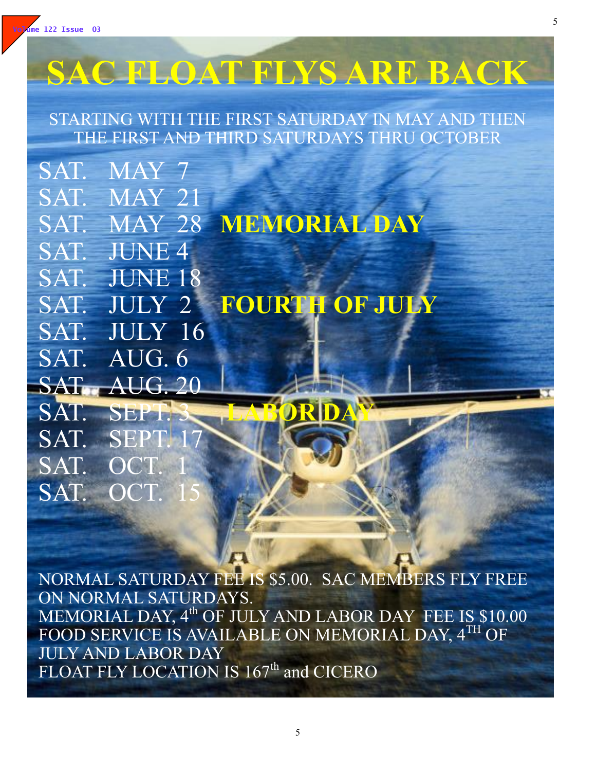# SAC FLOAT FLYS ARE BACK

STARTING WITH THE FIRST SATURDAY IN MAY AND THEN THE FIRST AND THIRD SATURDAYS THRU OCTOBER

SAT. MAY 7
SAT. MAY 21
SAT. MAY 28 **MEMORIAL DAY**
SAT. JUNE 4
SAT. JUNE 18
SAT. JULY 2 **FOURTH OF JULY**
SAT. JULY 16
SAT. AUG. 6
SAT. AUG. 20
SAT. SEPT. 3 **LABOR DAY**
SAT. SEPT. 17
SAT. OCT. 1
SAT. OCT. 15

NORMAL SATURDAY FEE IS $5.00. SAC MEMBERS FLY FREE ON NORMAL SATURDAYS.
MEMORIAL DAY, 4th OF JULY AND LABOR DAY FEE IS $10.00
FOOD SERVICE IS AVAILABLE ON MEMORIAL DAY, 4TH OF JULY AND LABOR DAY
FLOAT FLY LOCATION IS 167th and CICERO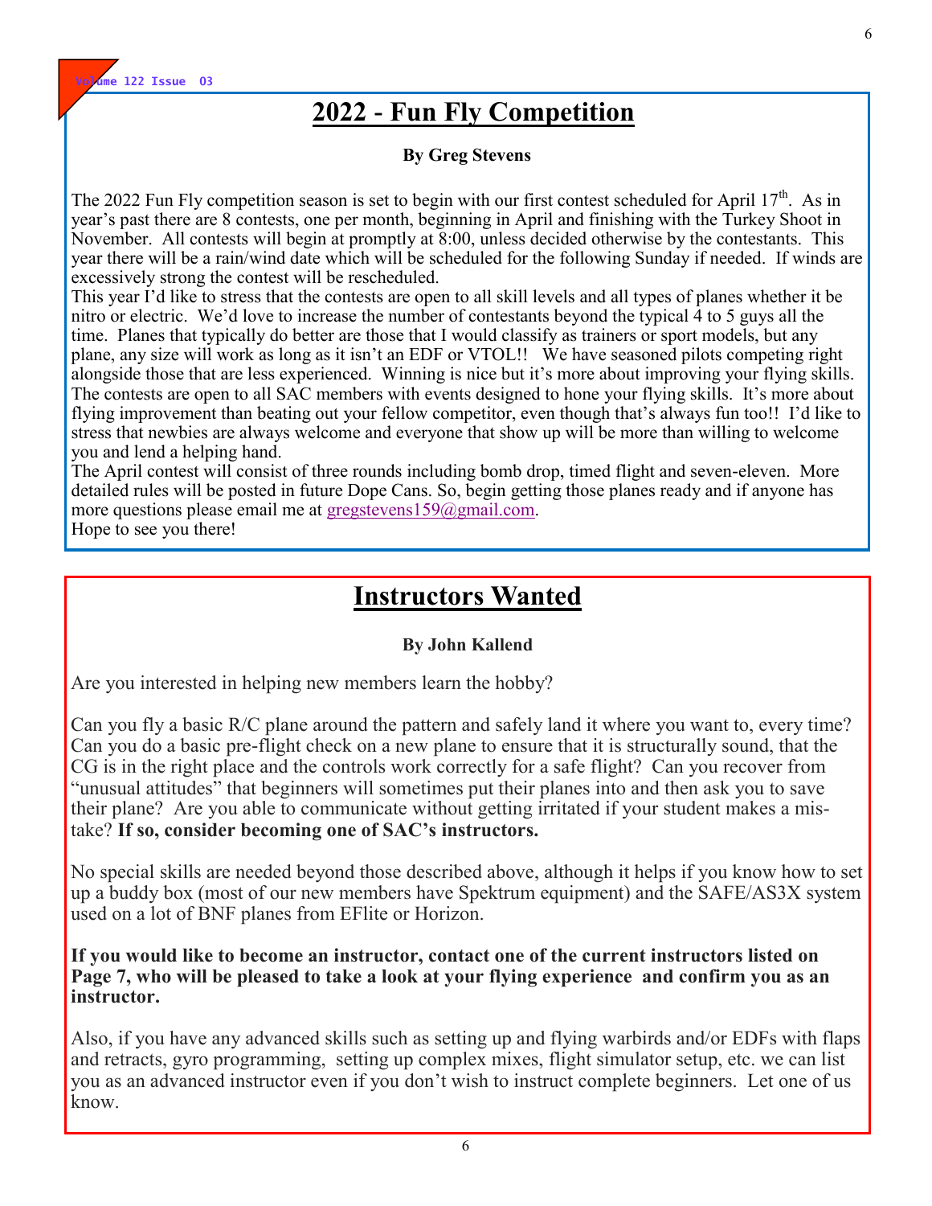## 2022 - Fun Fly Competition

**By Greg Stevens**

The 2022 Fun Fly competition season is set to begin with our first contest scheduled for April 17th. As in year's past there are 8 contests, one per month, beginning in April and finishing with the Turkey Shoot in November. All contests will begin at promptly at 8:00, unless decided otherwise by the contestants. This year there will be a rain/wind date which will be scheduled for the following Sunday if needed. If winds are excessively strong the contest will be rescheduled.

This year I'd like to stress that the contests are open to all skill levels and all types of planes whether it be nitro or electric. We'd love to increase the number of contestants beyond the typical 4 to 5 guys all the time. Planes that typically do better are those that I would classify as trainers or sport models, but any plane, any size will work as long as it isn't an EDF or VTOL!! We have seasoned pilots competing right alongside those that are less experienced. Winning is nice but it's more about improving your flying skills. The contests are open to all SAC members with events designed to hone your flying skills. It's more about flying improvement than beating out your fellow competitor, even though that's always fun too!! I'd like to stress that newbies are always welcome and everyone that show up will be more than willing to welcome you and lend a helping hand.

The April contest will consist of three rounds including bomb drop, timed flight and seven-eleven. More detailed rules will be posted in future Dope Cans. So, begin getting those planes ready and if anyone has more questions please email me at gregstevens159@gmail.com.

Hope to see you there!

## Instructors Wanted

**By John Kallend**

Are you interested in helping new members learn the hobby?

Can you fly a basic R/C plane around the pattern and safely land it where you want to, every time? Can you do a basic pre-flight check on a new plane to ensure that it is structurally sound, that the CG is in the right place and the controls work correctly for a safe flight? Can you recover from "unusual attitudes" that beginners will sometimes put their planes into and then ask you to save their plane? Are you able to communicate without getting irritated if your student makes a mistake? **If so, consider becoming one of SAC's instructors.**

No special skills are needed beyond those described above, although it helps if you know how to set up a buddy box (most of our new members have Spektrum equipment) and the SAFE/AS3X system used on a lot of BNF planes from EFlite or Horizon.

**If you would like to become an instructor, contact one of the current instructors listed on Page 7, who will be pleased to take a look at your flying experience and confirm you as an instructor.**

Also, if you have any advanced skills such as setting up and flying warbirds and/or EDFs with flaps and retracts, gyro programming, setting up complex mixes, flight simulator setup, etc. we can list you as an advanced instructor even if you don't wish to instruct complete beginners. Let one of us know.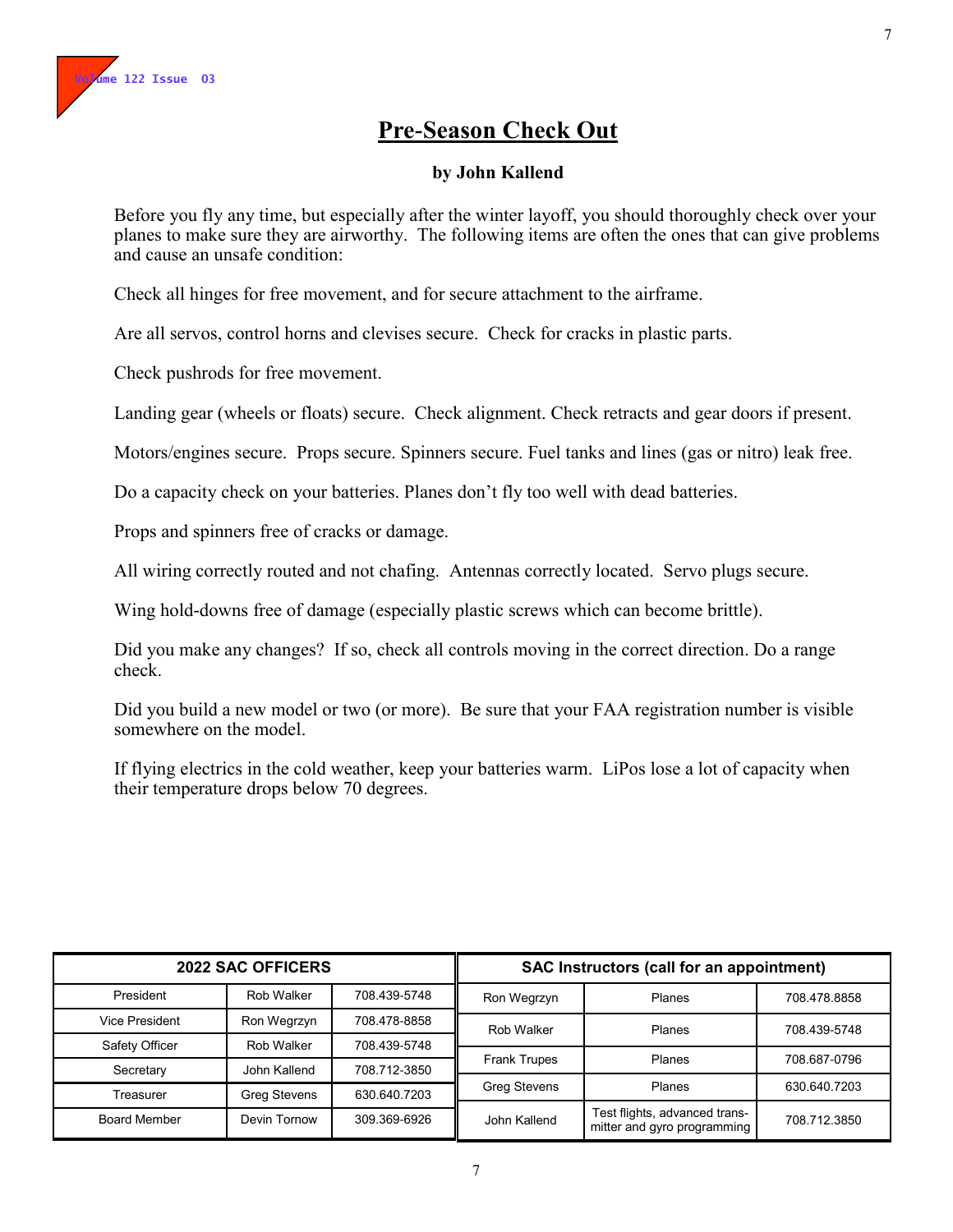# Pre-Season Check Out

**by John Kallend**

Before you fly any time, but especially after the winter layoff, you should thoroughly check over your planes to make sure they are airworthy. The following items are often the ones that can give problems and cause an unsafe condition:

Check all hinges for free movement, and for secure attachment to the airframe.

Are all servos, control horns and clevises secure. Check for cracks in plastic parts.

Check pushrods for free movement.

Landing gear (wheels or floats) secure. Check alignment. Check retracts and gear doors if present.

Motors/engines secure. Props secure. Spinners secure. Fuel tanks and lines (gas or nitro) leak free.

Do a capacity check on your batteries. Planes don't fly too well with dead batteries.

Props and spinners free of cracks or damage.

All wiring correctly routed and not chafing. Antennas correctly located. Servo plugs secure.

Wing hold-downs free of damage (especially plastic screws which can become brittle).

Did you make any changes? If so, check all controls moving in the correct direction. Do a range check.

Did you build a new model or two (or more). Be sure that your FAA registration number is visible somewhere on the model.

If flying electrics in the cold weather, keep your batteries warm. LiPos lose a lot of capacity when their temperature drops below 70 degrees.

| 2022 SAC OFFICERS | | |
|---|---|---|
| President | Rob Walker | 708.439-5748 |
| Vice President | Ron Wegrzyn | 708.478-8858 |
| Safety Officer | Rob Walker | 708.439-5748 |
| Secretary | John Kallend | 708.712-3850 |
| Treasurer | Greg Stevens | 630.640.7203 |
| Board Member | Devin Tornow | 309.369-6926 |

| SAC Instructors (call for an appointment) | | |
|---|---|---|
| Ron Wegrzyn | Planes | 708.478.8858 |
| Rob Walker | Planes | 708.439-5748 |
| Frank Trupes | Planes | 708.687-0796 |
| Greg Stevens | Planes | 630.640.7203 |
| John Kallend | Test flights, advanced transmitter and gyro programming | 708.712.3850 |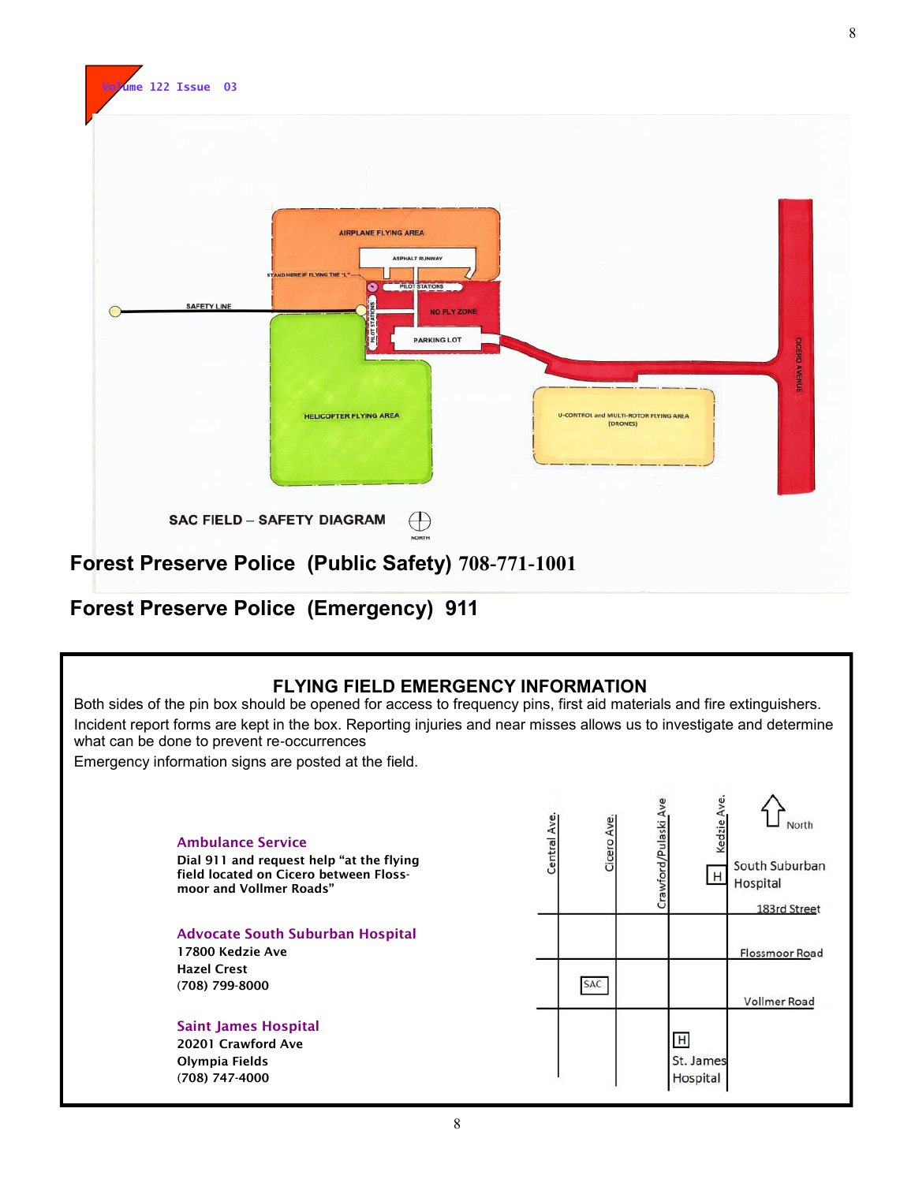AIRPLANE FLYING AREA

ASPHALT RUNWAY

STAND HERE IF FLYING THE "L"

PILOT STATIONS

SAFETY LINE

NO FLY ZONE

PILOT STATIONS

PARKING LOT

HELICOPTER FLYING AREA

U-CONTROL and MULTI-ROTOR FLYING AREA (DRONES)

CICERO AVENUE

SAC FIELD – SAFETY DIAGRAM

NORTH

**Forest Preserve Police (Public Safety) 708-771-1001**

**Forest Preserve Police (Emergency) 911**

## FLYING FIELD EMERGENCY INFORMATION

Both sides of the pin box should be opened for access to frequency pins, first aid materials and fire extinguishers.

Incident report forms are kept in the box. Reporting injuries and near misses allows us to investigate and determine what can be done to prevent re-occurrences

Emergency information signs are posted at the field.

**Ambulance Service**

**Dial 911 and request help "at the flying field located on Cicero between Flossmoor and Vollmer Roads"**

**Advocate South Suburban Hospital**

**17800 Kedzie Ave**
**Hazel Crest**
**(708) 799-8000**

**Saint James Hospital**

**20201 Crawford Ave**
**Olympia Fields**
**(708) 747-4000**

Central Ave. | Cicero Ave. | Crawford/Pulaski Ave | Kedzie Ave. | North

South Suburban Hospital

183rd Street

Flossmoor Road

SAC

Vollmer Road

St. James Hospital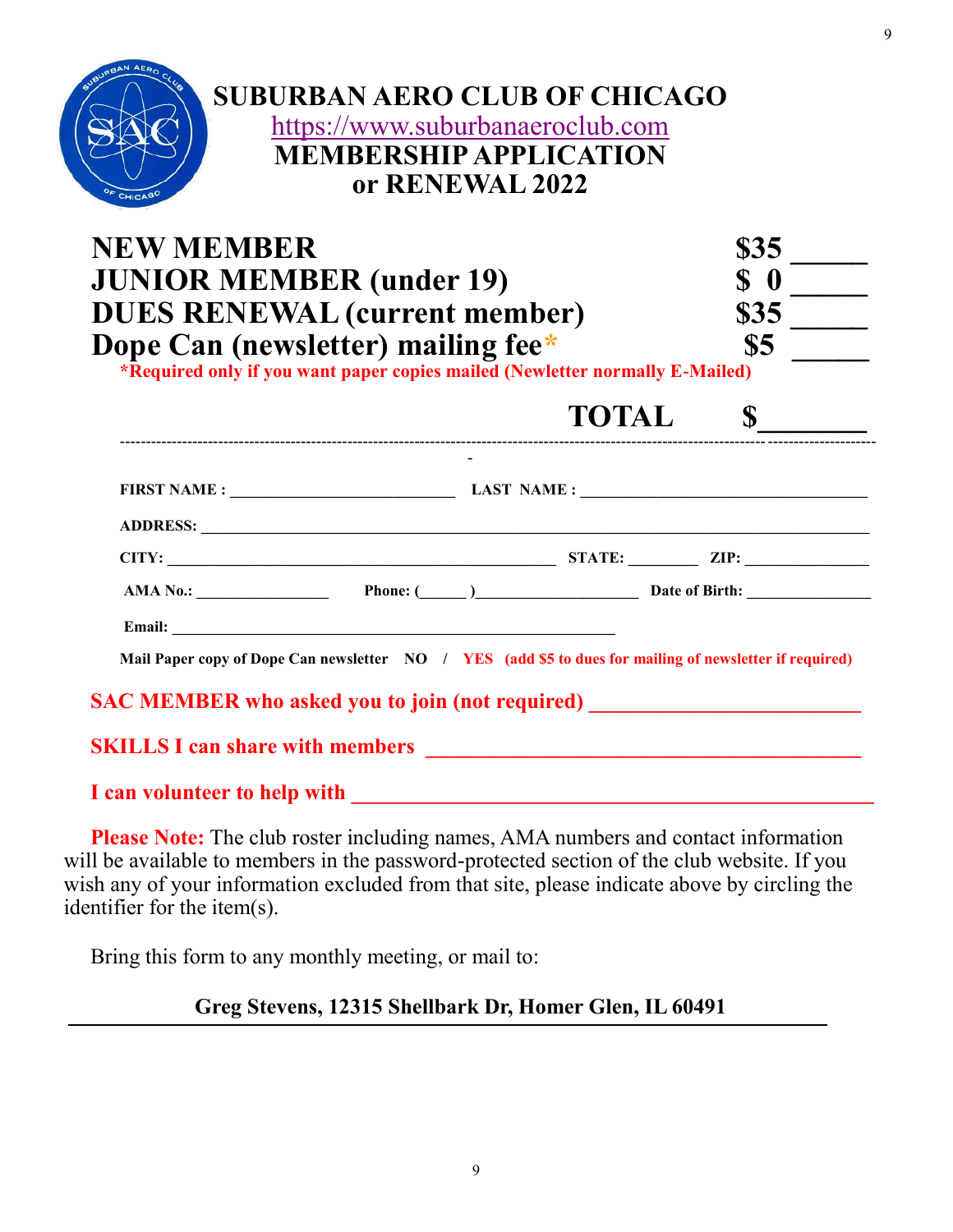# SUBURBAN AERO CLUB OF CHICAGO

https://www.suburbanaeroclub.com

## MEMBERSHIP APPLICATION or RENEWAL 2022

| | |
|---|---|
| **NEW MEMBER** | **$35 _____** |
| **JUNIOR MEMBER (under 19)** | **$ 0 _____** |
| **DUES RENEWAL (current member)** | **$35 _____** |
| **Dope Can (newsletter) mailing fee*** | **$5 _____** |

***Required only if you want paper copies mailed (Newletter normally E-Mailed)**

**TOTAL $_______**

---

**FIRST NAME :** ___________________________ **LAST NAME :** ___________________________________

**ADDRESS:** ___________________________________________________________________________

**CITY:** _______________________________________________ **STATE:** ________ **ZIP:** _______________

**AMA No.:** ________________ **Phone: (______)**____________________ **Date of Birth:** _______________

**Email:** _______________________________________________________

**Mail Paper copy of Dope Can newsletter NO / YES (add $5 to dues for mailing of newsletter if required)**

**SAC MEMBER who asked you to join (not required)** ________________________

**SKILLS I can share with members** ________________________________________

**I can volunteer to help with** __________________________________________________

**Please Note:** The club roster including names, AMA numbers and contact information will be available to members in the password-protected section of the club website. If you wish any of your information excluded from that site, please indicate above by circling the identifier for the item(s).

Bring this form to any monthly meeting, or mail to:

**Greg Stevens, 12315 Shellbark Dr, Homer Glen, IL 60491**